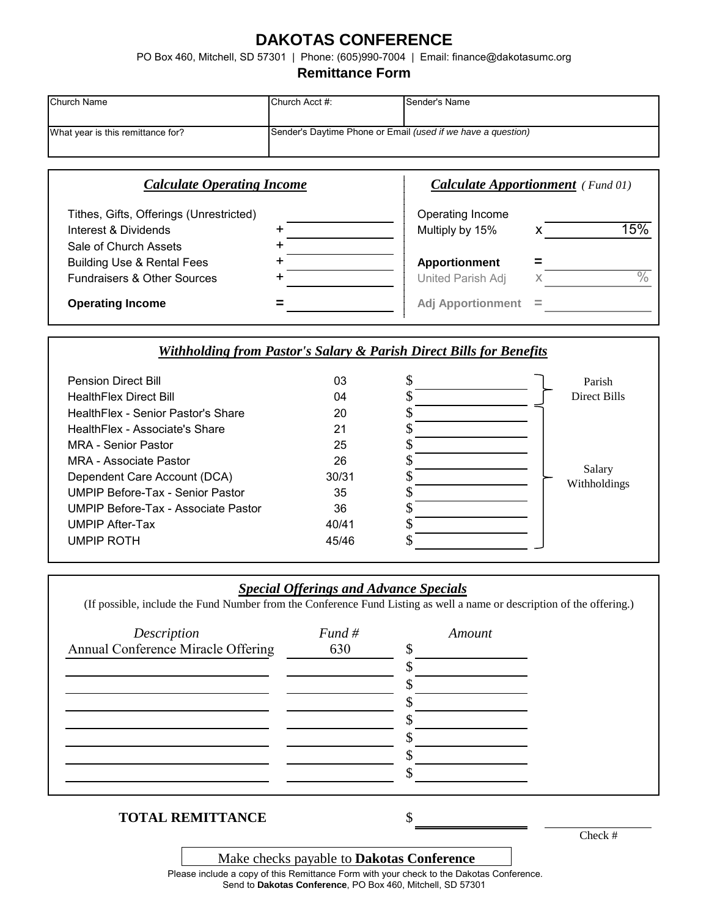# DAKOTAS CONFERENCE

PO Box 460, Mitchell, SD 57301 | Phone: (605)990-7004 | Email: finance@dakotasumc.org

## Remittance Form

| Church Name | Church Acct #: | Sender's Name |
|---|---|---|
| What year is this remittance for? | Sender's Daytime Phone or Email *(used if we have a question)* | |

| ***Calculate Operating Income*** | | | ***Calculate Apportionment*** *( Fund 01)* | | |
|---|---|---|---|---|---|
| Tithes, Gifts, Offerings (Unrestricted) | | ____ | Operating Income | | ____ |
| Interest & Dividends | + | ____ | Multiply by 15% | x | 15% |
| Sale of Church Assets | + | ____ | | | |
| Building Use & Rental Fees | + | ____ | **Apportionment** | = | ____ |
| Fundraisers & Other Sources | + | ____ | United Parish Adj | x | ____ % |
| **Operating Income** | = | ____ | **Adj Apportionment** | = | ____ |

### *Withholding from Pastor's Salary & Parish Direct Bills for Benefits*

| | Code | Amount | |
|---|---|---|---|
| Pension Direct Bill | 03 | $ ____ | Parish Direct Bills |
| HealthFlex Direct Bill | 04 | $ ____ | Parish Direct Bills |
| HealthFlex - Senior Pastor's Share | 20 | $ ____ | Salary Withholdings |
| HealthFlex - Associate's Share | 21 | $ ____ | Salary Withholdings |
| MRA - Senior Pastor | 25 | $ ____ | Salary Withholdings |
| MRA - Associate Pastor | 26 | $ ____ | Salary Withholdings |
| Dependent Care Account (DCA) | 30/31 | $ ____ | Salary Withholdings |
| UMPIP Before-Tax - Senior Pastor | 35 | $ ____ | Salary Withholdings |
| UMPIP Before-Tax - Associate Pastor | 36 | $ ____ | Salary Withholdings |
| UMPIP After-Tax | 40/41 | $ ____ | Salary Withholdings |
| UMPIP ROTH | 45/46 | $ ____ | Salary Withholdings |

### *Special Offerings and Advance Specials*

(If possible, include the Fund Number from the Conference Fund Listing as well a name or description of the offering.)

| *Description* | *Fund #* | *Amount* |
|---|---|---|
| Annual Conference Miracle Offering | 630 | $ ____ |
| ____ | ____ | $ ____ |
| ____ | ____ | $ ____ |
| ____ | ____ | $ ____ |
| ____ | ____ | $ ____ |
| ____ | ____ | $ ____ |
| ____ | ____ | $ ____ |
| ____ | ____ | $ ____ |

**TOTAL REMITTANCE** $ ____

Check # ____

Make checks payable to **Dakotas Conference**

Please include a copy of this Remittance Form with your check to the Dakotas Conference.
Send to **Dakotas Conference**, PO Box 460, Mitchell, SD 57301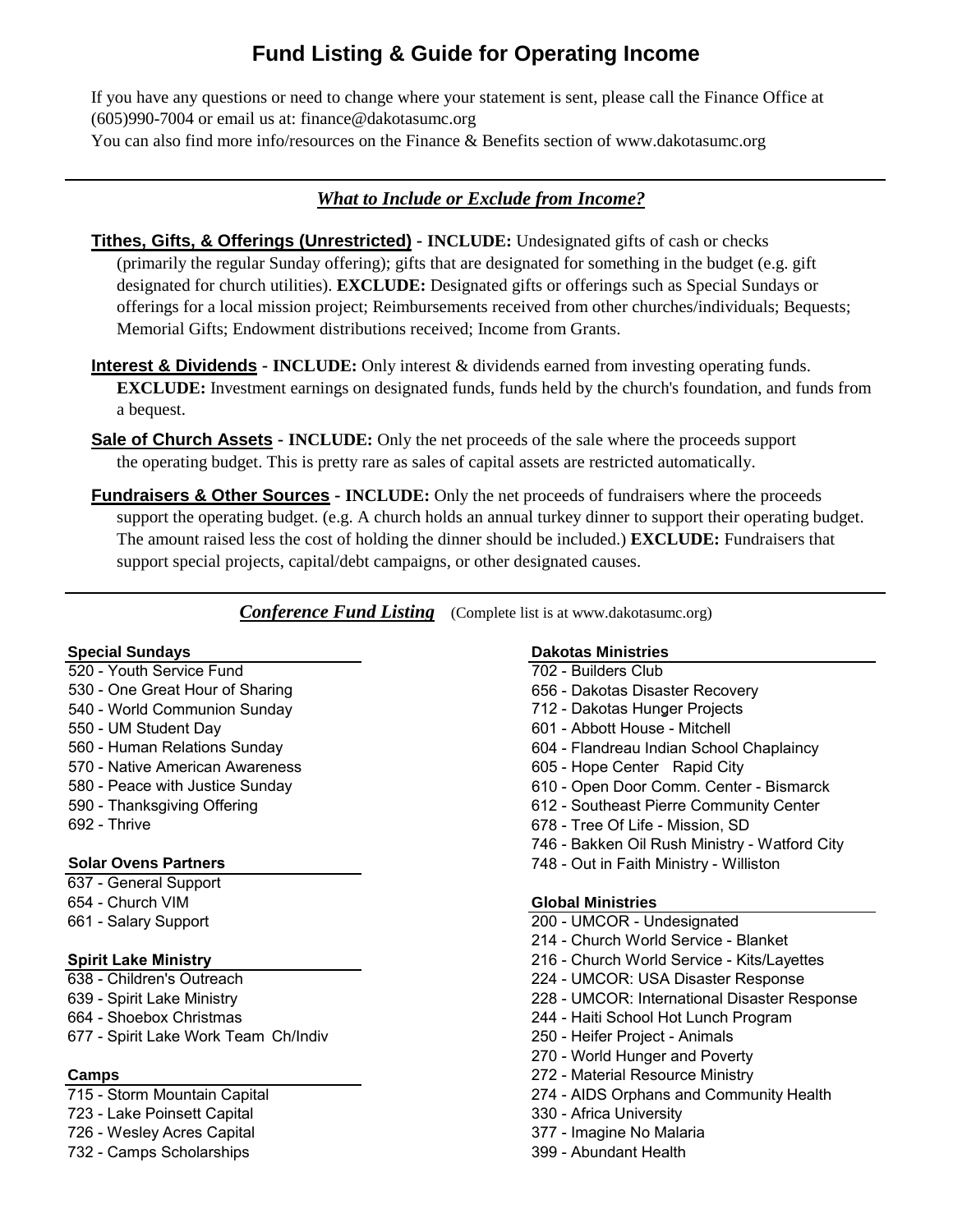# Fund Listing & Guide for Operating Income

If you have any questions or need to change where your statement is sent, please call the Finance Office at (605)990-7004 or email us at: finance@dakotasumc.org
You can also find more info/resources on the Finance & Benefits section of www.dakotasumc.org

---

## *What to Include or Exclude from Income?*

**Tithes, Gifts, & Offerings (Unrestricted)** - **INCLUDE:** Undesignated gifts of cash or checks (primarily the regular Sunday offering); gifts that are designated for something in the budget (e.g. gift designated for church utilities). **EXCLUDE:** Designated gifts or offerings such as Special Sundays or offerings for a local mission project; Reimbursements received from other churches/individuals; Bequests; Memorial Gifts; Endowment distributions received; Income from Grants.

**Interest & Dividends** - **INCLUDE:** Only interest & dividends earned from investing operating funds. **EXCLUDE:** Investment earnings on designated funds, funds held by the church's foundation, and funds from a bequest.

**Sale of Church Assets** - **INCLUDE:** Only the net proceeds of the sale where the proceeds support the operating budget. This is pretty rare as sales of capital assets are restricted automatically.

**Fundraisers & Other Sources** - **INCLUDE:** Only the net proceeds of fundraisers where the proceeds support the operating budget. (e.g. A church holds an annual turkey dinner to support their operating budget. The amount raised less the cost of holding the dinner should be included.) **EXCLUDE:** Fundraisers that support special projects, capital/debt campaigns, or other designated causes.

---

## *Conference Fund Listing* (Complete list is at www.dakotasumc.org)

### Special Sundays

520 - Youth Service Fund
530 - One Great Hour of Sharing
540 - World Communion Sunday
550 - UM Student Day
560 - Human Relations Sunday
570 - Native American Awareness
580 - Peace with Justice Sunday
590 - Thanksgiving Offering
692 - Thrive

### Solar Ovens Partners

637 - General Support
654 - Church VIM
661 - Salary Support

### Spirit Lake Ministry

638 - Children's Outreach
639 - Spirit Lake Ministry
664 - Shoebox Christmas
677 - Spirit Lake Work Team Ch/Indiv

### Camps

715 - Storm Mountain Capital
723 - Lake Poinsett Capital
726 - Wesley Acres Capital
732 - Camps Scholarships

### Dakotas Ministries

702 - Builders Club
656 - Dakotas Disaster Recovery
712 - Dakotas Hunger Projects
601 - Abbott House - Mitchell
604 - Flandreau Indian School Chaplaincy
605 - Hope Center Rapid City
610 - Open Door Comm. Center - Bismarck
612 - Southeast Pierre Community Center
678 - Tree Of Life - Mission, SD
746 - Bakken Oil Rush Ministry - Watford City
748 - Out in Faith Ministry - Williston

### Global Ministries

200 - UMCOR - Undesignated
214 - Church World Service - Blanket
216 - Church World Service - Kits/Layettes
224 - UMCOR: USA Disaster Response
228 - UMCOR: International Disaster Response
244 - Haiti School Hot Lunch Program
250 - Heifer Project - Animals
270 - World Hunger and Poverty
272 - Material Resource Ministry
274 - AIDS Orphans and Community Health
330 - Africa University
377 - Imagine No Malaria
399 - Abundant Health